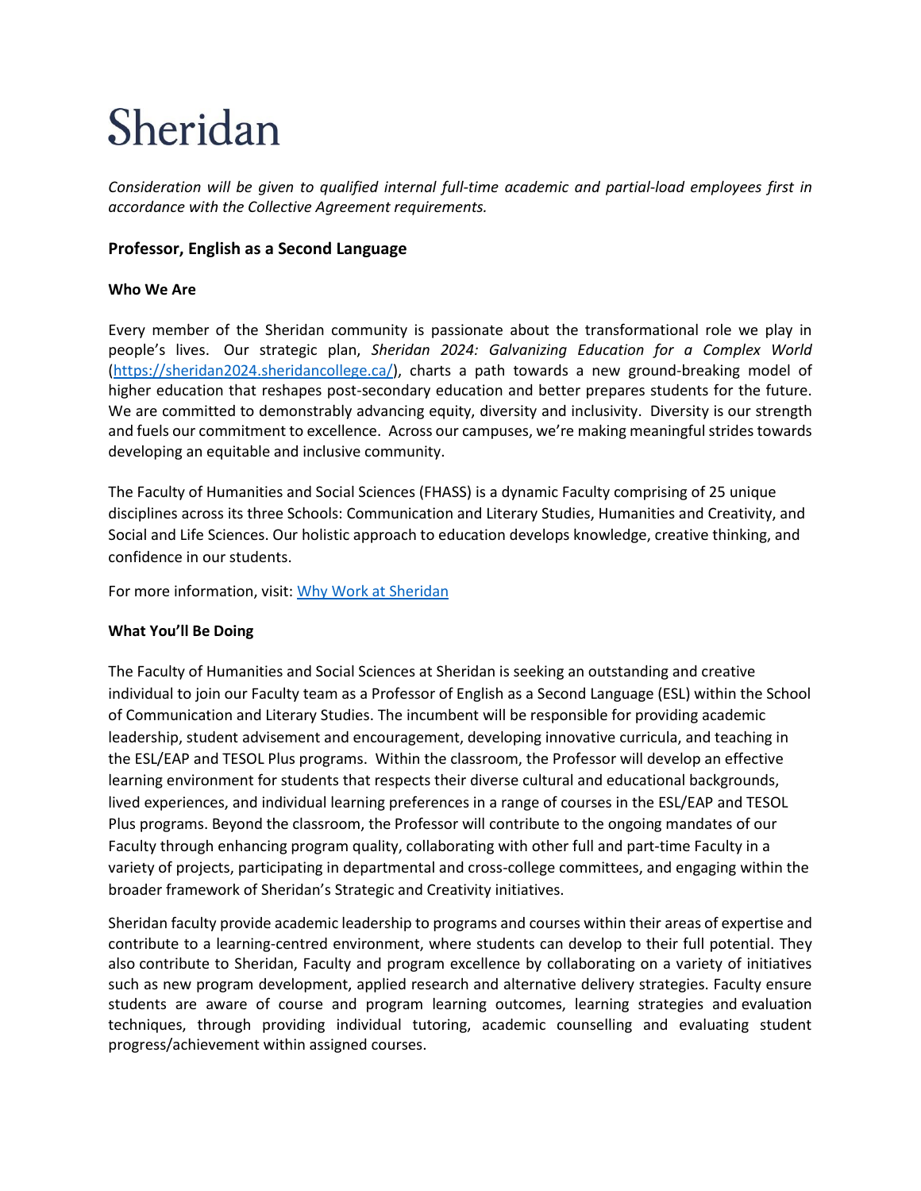# Sheridan

*Consideration will be given to qualified internal full-time academic and partial-load employees first in accordance with the Collective Agreement requirements.*

### Professor, English as a Second Language

#### Who We Are

Every member of the Sheridan community is passionate about the transformational role we play in people's lives. Our strategic plan, *Sheridan 2024: Galvanizing Education for a Complex World* ([https://sheridan2024.sheridancollege.ca/](https://sheridan2024.sheridancollege.ca/)), charts a path towards a new ground-breaking model of higher education that reshapes post-secondary education and better prepares students for the future. We are committed to demonstrably advancing equity, diversity and inclusivity. Diversity is our strength and fuels our commitment to excellence. Across our campuses, we're making meaningful strides towards developing an equitable and inclusive community.

The Faculty of Humanities and Social Sciences (FHASS) is a dynamic Faculty comprising of 25 unique disciplines across its three Schools: Communication and Literary Studies, Humanities and Creativity, and Social and Life Sciences. Our holistic approach to education develops knowledge, creative thinking, and confidence in our students.

For more information, visit: [Why Work at Sheridan]()

#### What You'll Be Doing

The Faculty of Humanities and Social Sciences at Sheridan is seeking an outstanding and creative individual to join our Faculty team as a Professor of English as a Second Language (ESL) within the School of Communication and Literary Studies. The incumbent will be responsible for providing academic leadership, student advisement and encouragement, developing innovative curricula, and teaching in the ESL/EAP and TESOL Plus programs. Within the classroom, the Professor will develop an effective learning environment for students that respects their diverse cultural and educational backgrounds, lived experiences, and individual learning preferences in a range of courses in the ESL/EAP and TESOL Plus programs. Beyond the classroom, the Professor will contribute to the ongoing mandates of our Faculty through enhancing program quality, collaborating with other full and part-time Faculty in a variety of projects, participating in departmental and cross-college committees, and engaging within the broader framework of Sheridan's Strategic and Creativity initiatives.

Sheridan faculty provide academic leadership to programs and courses within their areas of expertise and contribute to a learning-centred environment, where students can develop to their full potential. They also contribute to Sheridan, Faculty and program excellence by collaborating on a variety of initiatives such as new program development, applied research and alternative delivery strategies. Faculty ensure students are aware of course and program learning outcomes, learning strategies and evaluation techniques, through providing individual tutoring, academic counselling and evaluating student progress/achievement within assigned courses.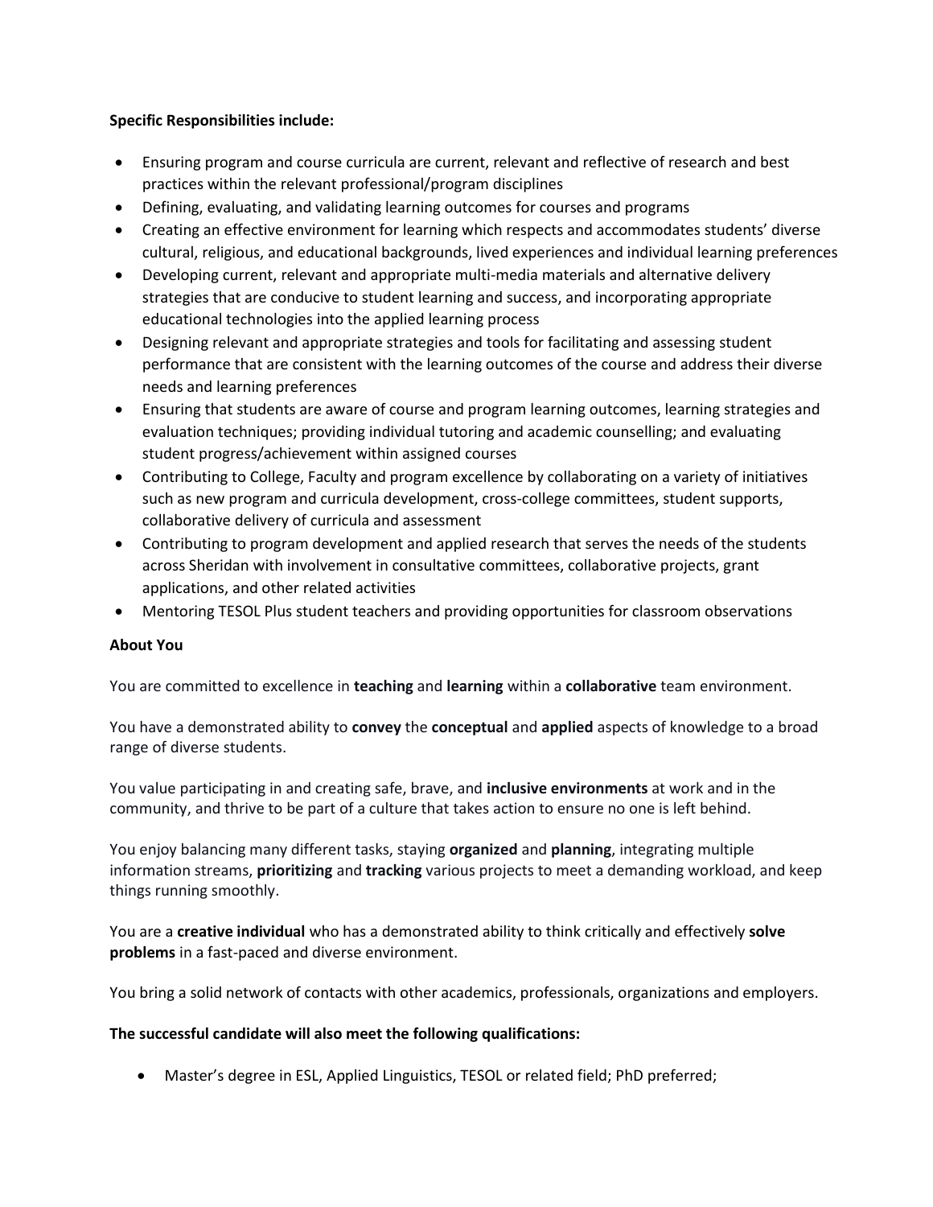**Specific Responsibilities include:**

- Ensuring program and course curricula are current, relevant and reflective of research and best practices within the relevant professional/program disciplines
- Defining, evaluating, and validating learning outcomes for courses and programs
- Creating an effective environment for learning which respects and accommodates students' diverse cultural, religious, and educational backgrounds, lived experiences and individual learning preferences
- Developing current, relevant and appropriate multi-media materials and alternative delivery strategies that are conducive to student learning and success, and incorporating appropriate educational technologies into the applied learning process
- Designing relevant and appropriate strategies and tools for facilitating and assessing student performance that are consistent with the learning outcomes of the course and address their diverse needs and learning preferences
- Ensuring that students are aware of course and program learning outcomes, learning strategies and evaluation techniques; providing individual tutoring and academic counselling; and evaluating student progress/achievement within assigned courses
- Contributing to College, Faculty and program excellence by collaborating on a variety of initiatives such as new program and curricula development, cross-college committees, student supports, collaborative delivery of curricula and assessment
- Contributing to program development and applied research that serves the needs of the students across Sheridan with involvement in consultative committees, collaborative projects, grant applications, and other related activities
- Mentoring TESOL Plus student teachers and providing opportunities for classroom observations

**About You**

You are committed to excellence in **teaching** and **learning** within a **collaborative** team environment.

You have a demonstrated ability to **convey** the **conceptual** and **applied** aspects of knowledge to a broad range of diverse students.

You value participating in and creating safe, brave, and **inclusive environments** at work and in the community, and thrive to be part of a culture that takes action to ensure no one is left behind.

You enjoy balancing many different tasks, staying **organized** and **planning**, integrating multiple information streams, **prioritizing** and **tracking** various projects to meet a demanding workload, and keep things running smoothly.

You are a **creative individual** who has a demonstrated ability to think critically and effectively **solve problems** in a fast-paced and diverse environment.

You bring a solid network of contacts with other academics, professionals, organizations and employers.

**The successful candidate will also meet the following qualifications:**

- Master's degree in ESL, Applied Linguistics, TESOL or related field; PhD preferred;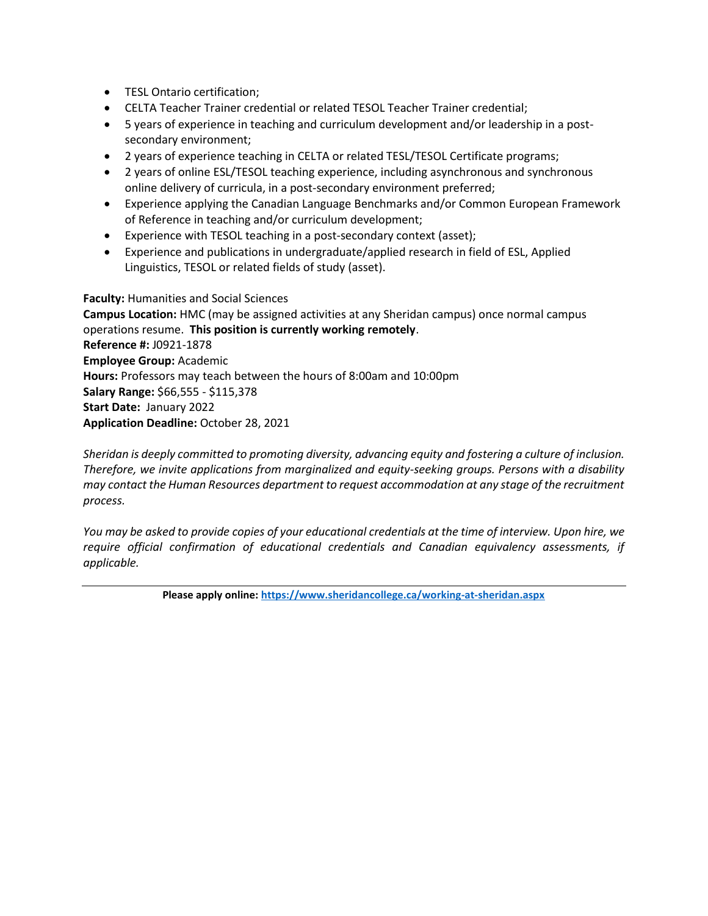- TESL Ontario certification;
- CELTA Teacher Trainer credential or related TESOL Teacher Trainer credential;
- 5 years of experience in teaching and curriculum development and/or leadership in a post-secondary environment;
- 2 years of experience teaching in CELTA or related TESL/TESOL Certificate programs;
- 2 years of online ESL/TESOL teaching experience, including asynchronous and synchronous online delivery of curricula, in a post-secondary environment preferred;
- Experience applying the Canadian Language Benchmarks and/or Common European Framework of Reference in teaching and/or curriculum development;
- Experience with TESOL teaching in a post-secondary context (asset);
- Experience and publications in undergraduate/applied research in field of ESL, Applied Linguistics, TESOL or related fields of study (asset).

**Faculty:** Humanities and Social Sciences
**Campus Location:** HMC (may be assigned activities at any Sheridan campus) once normal campus operations resume. **This position is currently working remotely**.
**Reference #:** J0921-1878
**Employee Group:** Academic
**Hours:** Professors may teach between the hours of 8:00am and 10:00pm
**Salary Range:** $66,555 - $115,378
**Start Date:** January 2022
**Application Deadline:** October 28, 2021

*Sheridan is deeply committed to promoting diversity, advancing equity and fostering a culture of inclusion. Therefore, we invite applications from marginalized and equity-seeking groups. Persons with a disability may contact the Human Resources department to request accommodation at any stage of the recruitment process.*

*You may be asked to provide copies of your educational credentials at the time of interview. Upon hire, we require official confirmation of educational credentials and Canadian equivalency assessments, if applicable.*

---

**Please apply online: [https://www.sheridancollege.ca/working-at-sheridan.aspx](https://www.sheridancollege.ca/working-at-sheridan.aspx)**